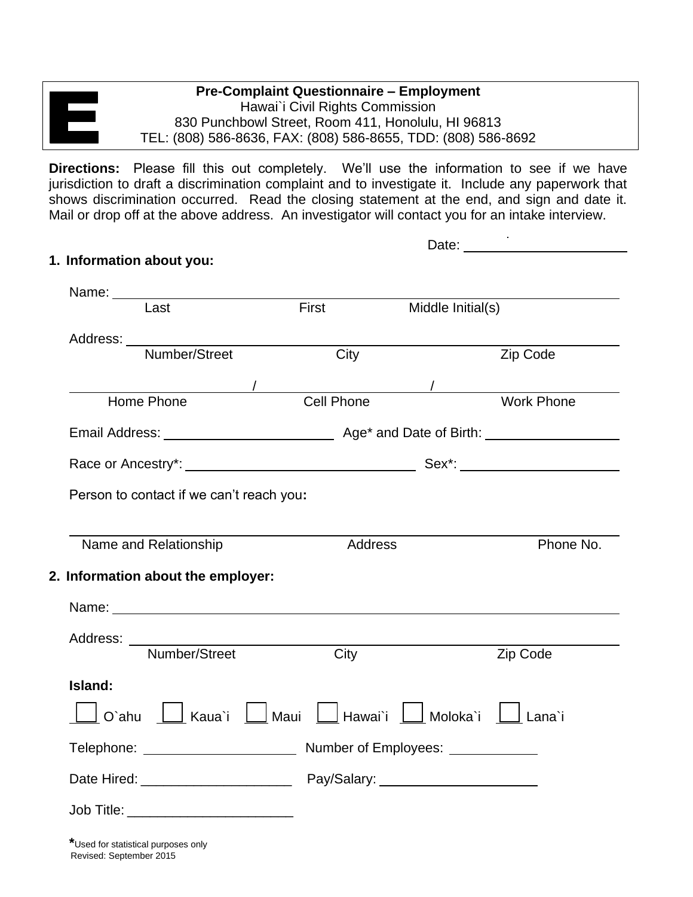E

**Pre-Complaint Questionnaire – Employment**
Hawai`i Civil Rights Commission
830 Punchbowl Street, Room 411, Honolulu, HI 96813
TEL: (808) 586-8636, FAX: (808) 586-8655, TDD: (808) 586-8692

**Directions:** Please fill this out completely. We'll use the information to see if we have jurisdiction to draft a discrimination complaint and to investigate it. Include any paperwork that shows discrimination occurred. Read the closing statement at the end, and sign and date it. Mail or drop off at the above address. An investigator will contact you for an intake interview.

Date: ______________________

**1. Information about you:**

Name: ____________________________________________________________
Last First Middle Initial(s)

Address: __________________________________________________________
Number/Street City Zip Code

________________ / ________________ / ________________
Home Phone Cell Phone Work Phone

Email Address: ______________________ Age* and Date of Birth: __________________

Race or Ancestry*: ______________________________ Sex*: ____________________

Person to contact if we can't reach you**:**

__________________________________________________________________
Name and Relationship Address Phone No.

**2. Information about the employer:**

Name: ____________________________________________________________

Address: __________________________________________________________
Number/Street City Zip Code

**Island:**

☐ O`ahu ☐ Kaua`i ☐ Maui ☐ Hawai`i ☐ Moloka`i ☐ Lana`i

Telephone: ____________________ Number of Employees: ___________

Date Hired: ____________________ Pay/Salary: ______________________

Job Title: ______________________

*Used for statistical purposes only
Revised: September 2015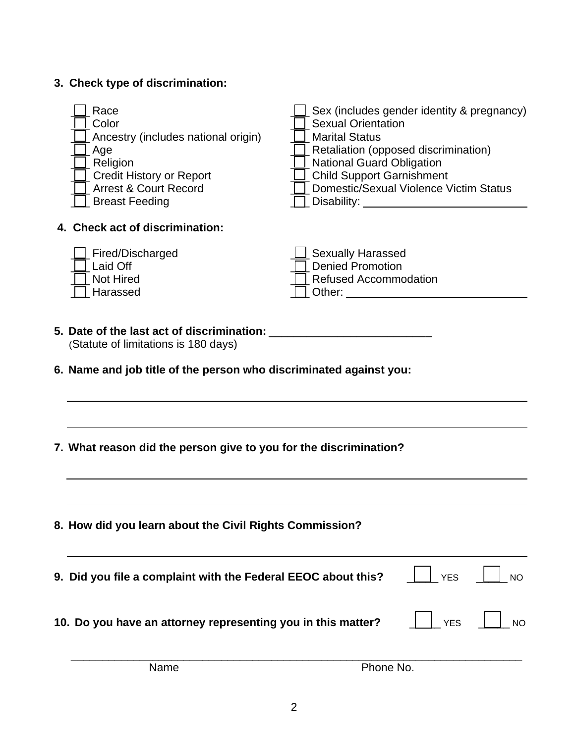**3. Check type of discrimination:**

- [ ] Race
- [ ] Color
- [ ] Ancestry (includes national origin)
- [ ] Age
- [ ] Religion
- [ ] Credit History or Report
- [ ] Arrest & Court Record
- [ ] Breast Feeding
- [ ] Sex (includes gender identity & pregnancy)
- [ ] Sexual Orientation
- [ ] Marital Status
- [ ] Retaliation (opposed discrimination)
- [ ] National Guard Obligation
- [ ] Child Support Garnishment
- [ ] Domestic/Sexual Violence Victim Status
- [ ] Disability: ____________________________

**4. Check act of discrimination:**

- [ ] Fired/Discharged
- [ ] Laid Off
- [ ] Not Hired
- [ ] Harassed
- [ ] Sexually Harassed
- [ ] Denied Promotion
- [ ] Refused Accommodation
- [ ] Other: ______________________________

**5. Date of the last act of discrimination:** __________________________
(Statute of limitations is 180 days)

**6. Name and job title of the person who discriminated against you:**

___________________________________________________________________________

___________________________________________________________________________

**7. What reason did the person give to you for the discrimination?**

___________________________________________________________________________

___________________________________________________________________________

**8. How did you learn about the Civil Rights Commission?**

___________________________________________________________________________

**9. Did you file a complaint with the Federal EEOC about this?** [ ] YES [ ] NO

**10. Do you have an attorney representing you in this matter?** [ ] YES [ ] NO

___________________________________________________________________________
Name Phone No.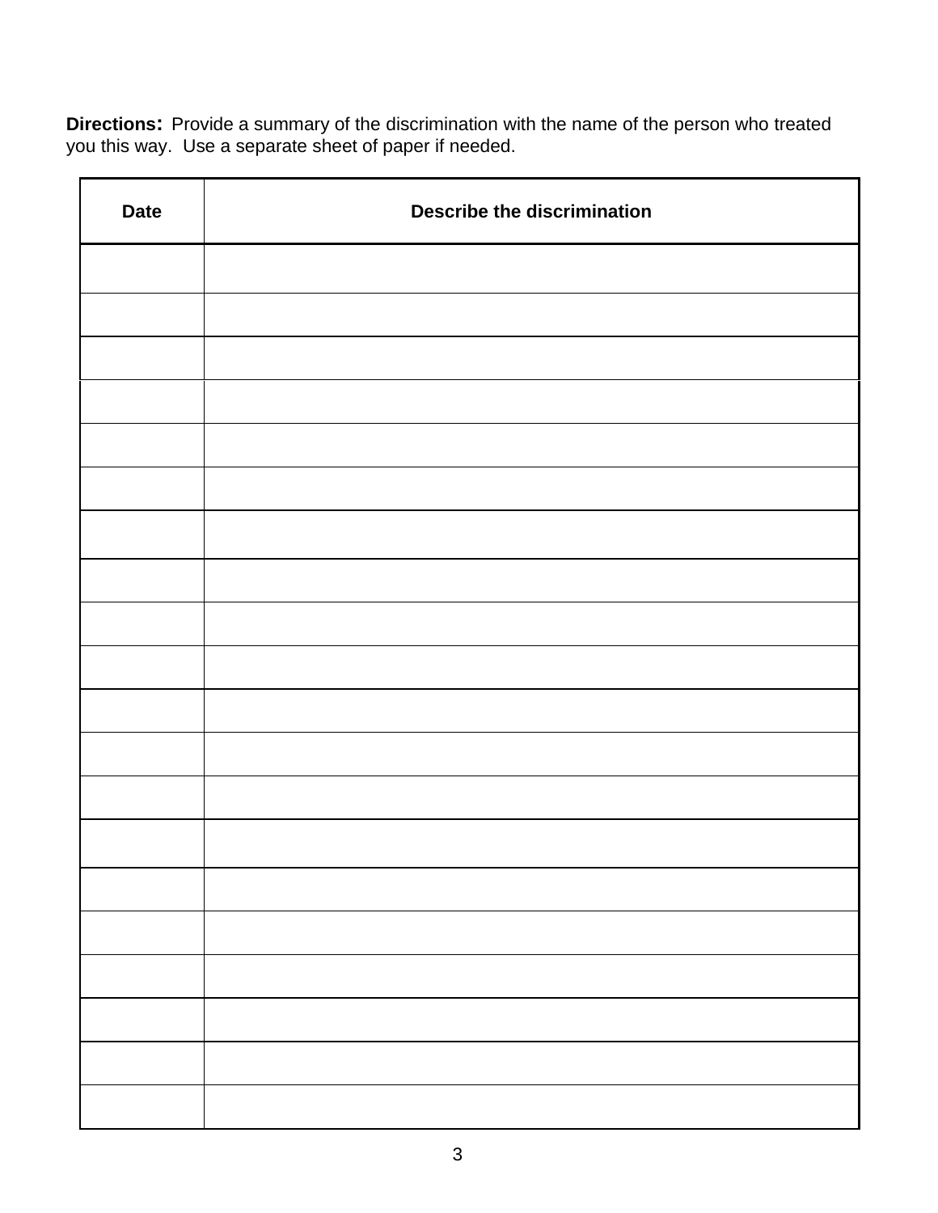**Directions:** Provide a summary of the discrimination with the name of the person who treated you this way. Use a separate sheet of paper if needed.

| Date | Describe the discrimination |
|---|---|
| | |
| | |
| | |
| | |
| | |
| | |
| | |
| | |
| | |
| | |
| | |
| | |
| | |
| | |
| | |
| | |
| | |
| | |
| | |
| | |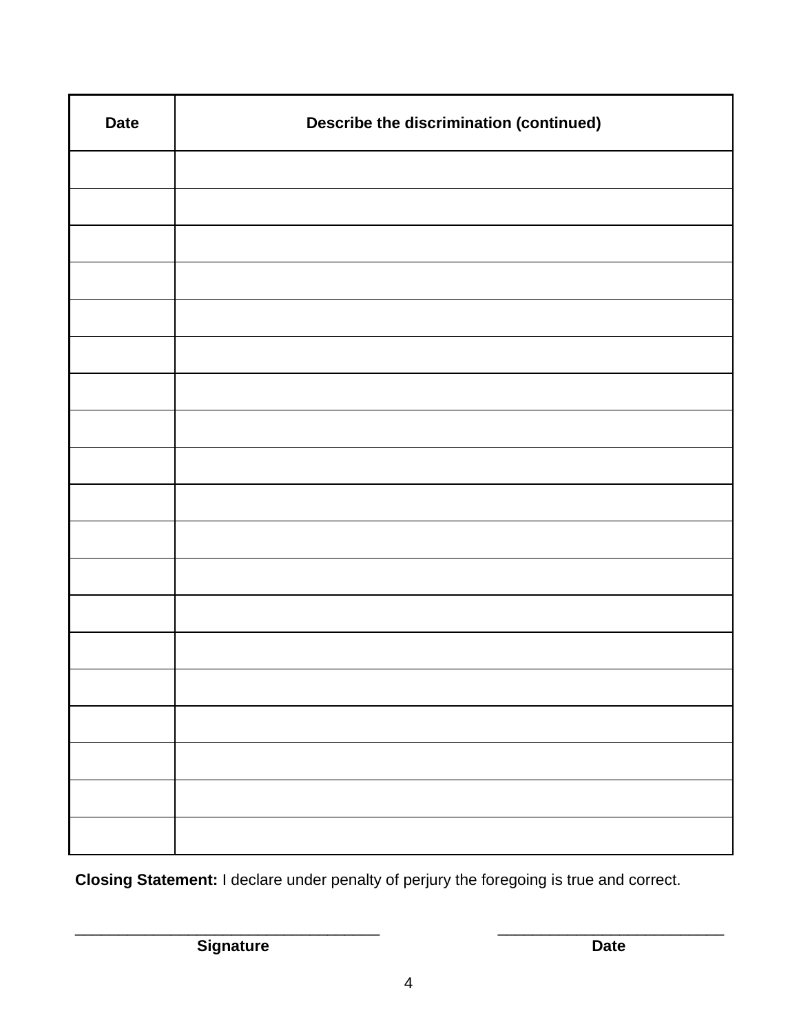| Date | Describe the discrimination (continued) |
|---|---|
| | |
| | |
| | |
| | |
| | |
| | |
| | |
| | |
| | |
| | |
| | |
| | |
| | |
| | |
| | |
| | |
| | |
| | |
| | |

**Closing Statement:** I declare under penalty of perjury the foregoing is true and correct.

_________________________________ &nbsp;&nbsp;&nbsp;&nbsp;&nbsp;&nbsp;&nbsp;&nbsp; __________________________

**Signature** &nbsp;&nbsp;&nbsp;&nbsp;&nbsp;&nbsp;&nbsp;&nbsp;&nbsp;&nbsp;&nbsp;&nbsp;&nbsp;&nbsp;&nbsp;&nbsp;&nbsp;&nbsp;&nbsp;&nbsp;&nbsp;&nbsp;&nbsp;&nbsp;&nbsp;&nbsp;&nbsp;&nbsp;&nbsp;&nbsp;&nbsp;&nbsp;&nbsp;&nbsp;&nbsp;&nbsp;&nbsp;&nbsp;&nbsp;&nbsp; **Date**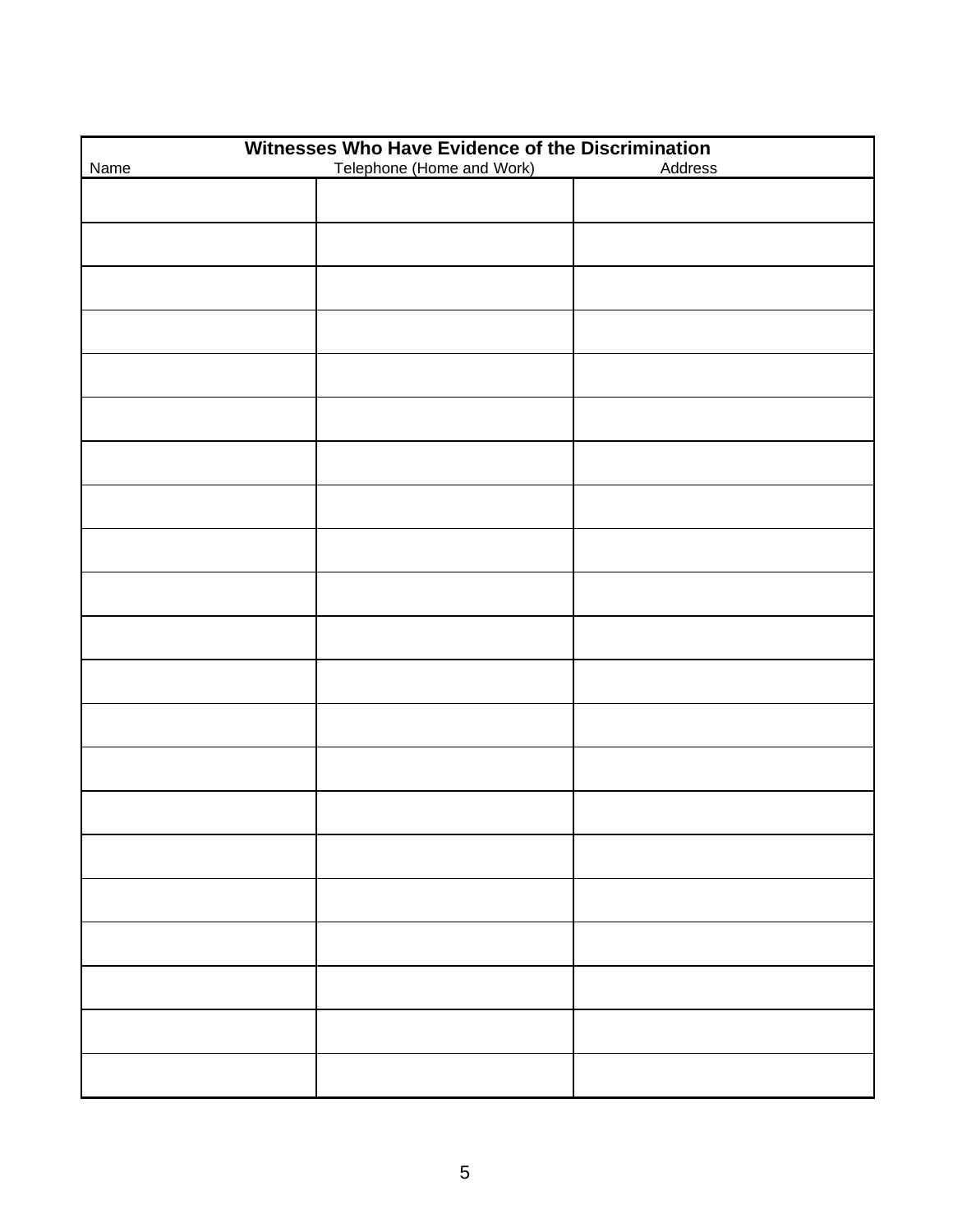## Witnesses Who Have Evidence of the Discrimination

| Name | Telephone (Home and Work) | Address |
|---|---|---|
| | | |
| | | |
| | | |
| | | |
| | | |
| | | |
| | | |
| | | |
| | | |
| | | |
| | | |
| | | |
| | | |
| | | |
| | | |
| | | |
| | | |
| | | |
| | | |
| | | |
| | | |